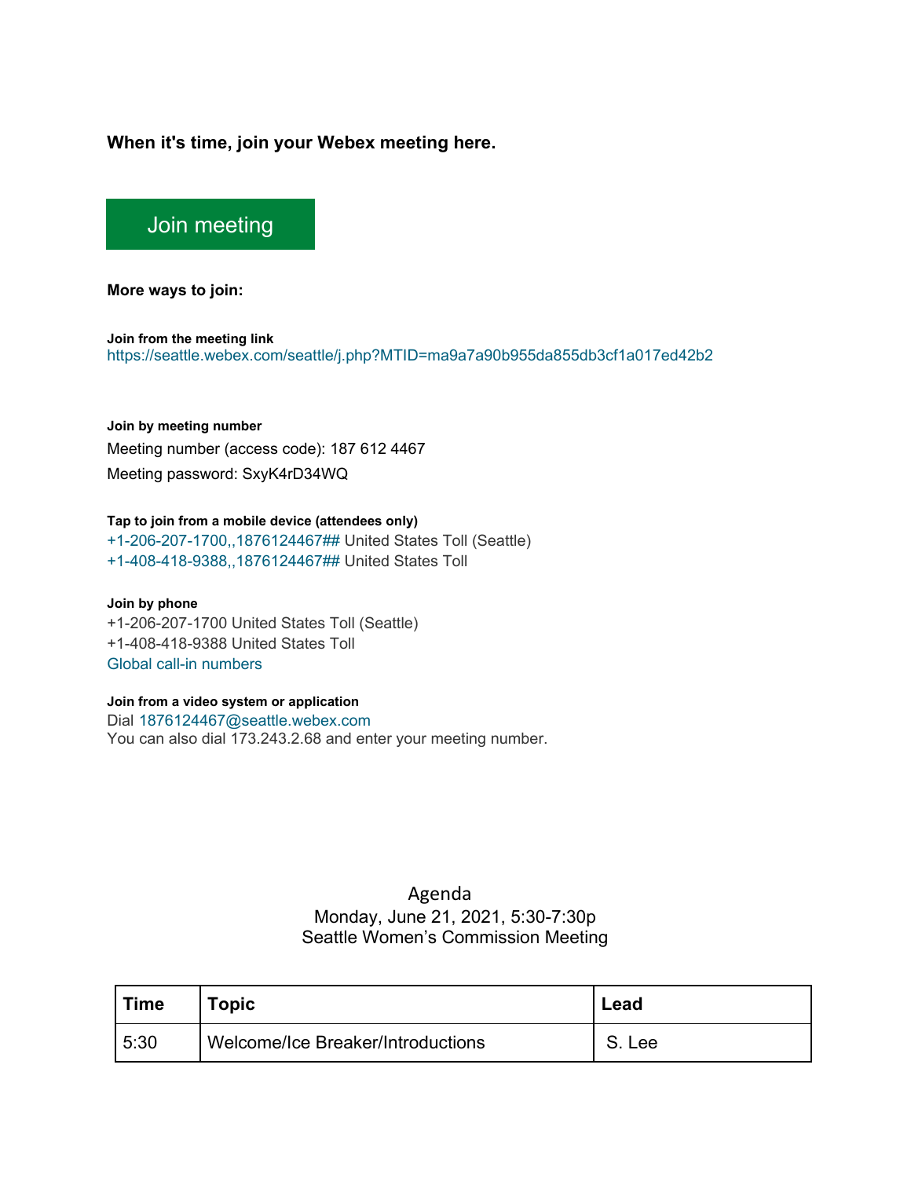**When it's time, join your Webex meeting here.**

Join meeting

**More ways to join:**

**Join from the meeting link**
https://seattle.webex.com/seattle/j.php?MTID=ma9a7a90b955da855db3cf1a017ed42b2

**Join by meeting number**
Meeting number (access code): 187 612 4467
Meeting password: SxyK4rD34WQ

**Tap to join from a mobile device (attendees only)**
+1-206-207-1700,,1876124467## United States Toll (Seattle)
+1-408-418-9388,,1876124467## United States Toll

**Join by phone**
+1-206-207-1700 United States Toll (Seattle)
+1-408-418-9388 United States Toll
Global call-in numbers

**Join from a video system or application**
Dial 1876124467@seattle.webex.com
You can also dial 173.243.2.68 and enter your meeting number.

Agenda
Monday, June 21, 2021, 5:30-7:30p
Seattle Women's Commission Meeting

| Time | Topic | Lead |
|---|---|---|
| 5:30 | Welcome/Ice Breaker/Introductions | S. Lee |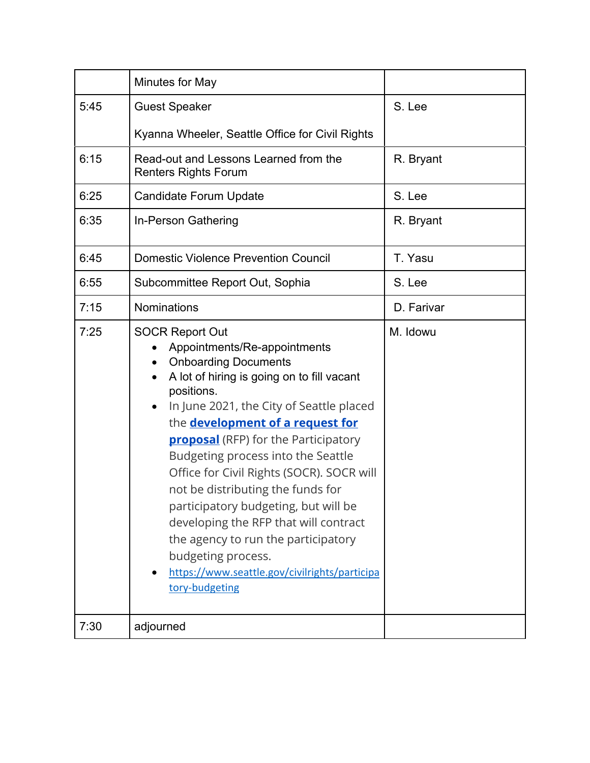| | | |
|---|---|---|
| | Minutes for May | |
| 5:45 | Guest Speaker<br><br>Kyanna Wheeler, Seattle Office for Civil Rights | S. Lee |
| 6:15 | Read-out and Lessons Learned from the Renters Rights Forum | R. Bryant |
| 6:25 | Candidate Forum Update | S. Lee |
| 6:35 | In-Person Gathering | R. Bryant |
| 6:45 | Domestic Violence Prevention Council | T. Yasu |
| 6:55 | Subcommittee Report Out, Sophia | S. Lee |
| 7:15 | Nominations | D. Farivar |
| 7:25 | SOCR Report Out<br>• Appointments/Re-appointments<br>• Onboarding Documents<br>• A lot of hiring is going on to fill vacant positions.<br>• In June 2021, the City of Seattle placed the **development of a request for proposal** (RFP) for the Participatory Budgeting process into the Seattle Office for Civil Rights (SOCR). SOCR will not be distributing the funds for participatory budgeting, but will be developing the RFP that will contract the agency to run the participatory budgeting process.<br>• https://www.seattle.gov/civilrights/participatory-budgeting | M. Idowu |
| 7:30 | adjourned | |